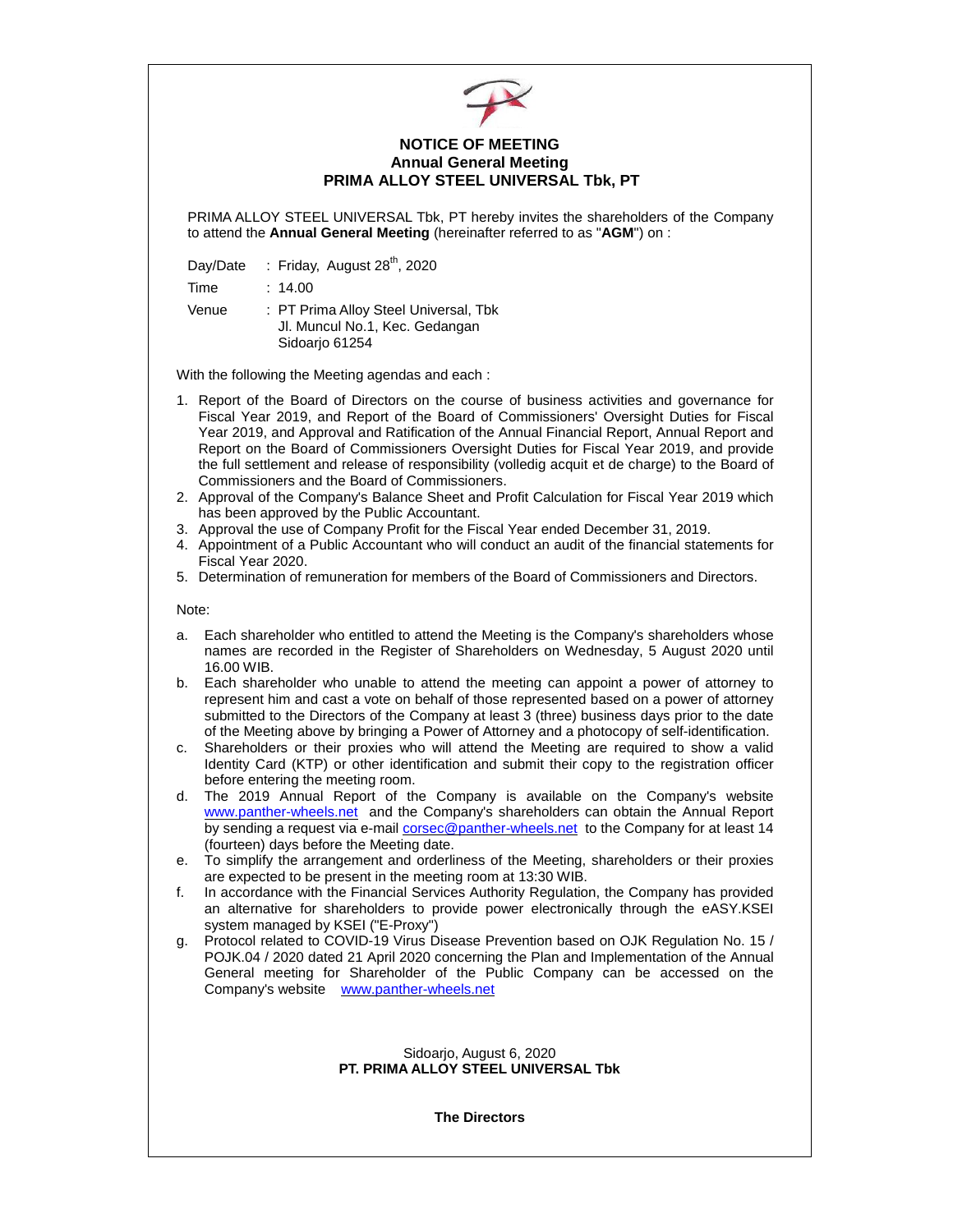# NOTICE OF MEETING
## Annual General Meeting
## PRIMA ALLOY STEEL UNIVERSAL Tbk, PT

PRIMA ALLOY STEEL UNIVERSAL Tbk, PT hereby invites the shareholders of the Company to attend the **Annual General Meeting** (hereinafter referred to as "**AGM**") on :

Day/Date : Friday, August 28th, 2020

Time : 14.00

Venue : PT Prima Alloy Steel Universal, Tbk
Jl. Muncul No.1, Kec. Gedangan
Sidoarjo 61254

With the following the Meeting agendas and each :

1. Report of the Board of Directors on the course of business activities and governance for Fiscal Year 2019, and Report of the Board of Commissioners' Oversight Duties for Fiscal Year 2019, and Approval and Ratification of the Annual Financial Report, Annual Report and Report on the Board of Commissioners Oversight Duties for Fiscal Year 2019, and provide the full settlement and release of responsibility (volledig acquit et de charge) to the Board of Commissioners and the Board of Commissioners.
2. Approval of the Company's Balance Sheet and Profit Calculation for Fiscal Year 2019 which has been approved by the Public Accountant.
3. Approval the use of Company Profit for the Fiscal Year ended December 31, 2019.
4. Appointment of a Public Accountant who will conduct an audit of the financial statements for Fiscal Year 2020.
5. Determination of remuneration for members of the Board of Commissioners and Directors.

Note:

a. Each shareholder who entitled to attend the Meeting is the Company's shareholders whose names are recorded in the Register of Shareholders on Wednesday, 5 August 2020 until 16.00 WIB.
b. Each shareholder who unable to attend the meeting can appoint a power of attorney to represent him and cast a vote on behalf of those represented based on a power of attorney submitted to the Directors of the Company at least 3 (three) business days prior to the date of the Meeting above by bringing a Power of Attorney and a photocopy of self-identification.
c. Shareholders or their proxies who will attend the Meeting are required to show a valid Identity Card (KTP) or other identification and submit their copy to the registration officer before entering the meeting room.
d. The 2019 Annual Report of the Company is available on the Company's website www.panther-wheels.net and the Company's shareholders can obtain the Annual Report by sending a request via e-mail corsec@panther-wheels.net to the Company for at least 14 (fourteen) days before the Meeting date.
e. To simplify the arrangement and orderliness of the Meeting, shareholders or their proxies are expected to be present in the meeting room at 13:30 WIB.
f. In accordance with the Financial Services Authority Regulation, the Company has provided an alternative for shareholders to provide power electronically through the eASY.KSEI system managed by KSEI ("E-Proxy")
g. Protocol related to COVID-19 Virus Disease Prevention based on OJK Regulation No. 15 / POJK.04 / 2020 dated 21 April 2020 concerning the Plan and Implementation of the Annual General meeting for Shareholder of the Public Company can be accessed on the Company's website www.panther-wheels.net

Sidoarjo, August 6, 2020
**PT. PRIMA ALLOY STEEL UNIVERSAL Tbk**

**The Directors**